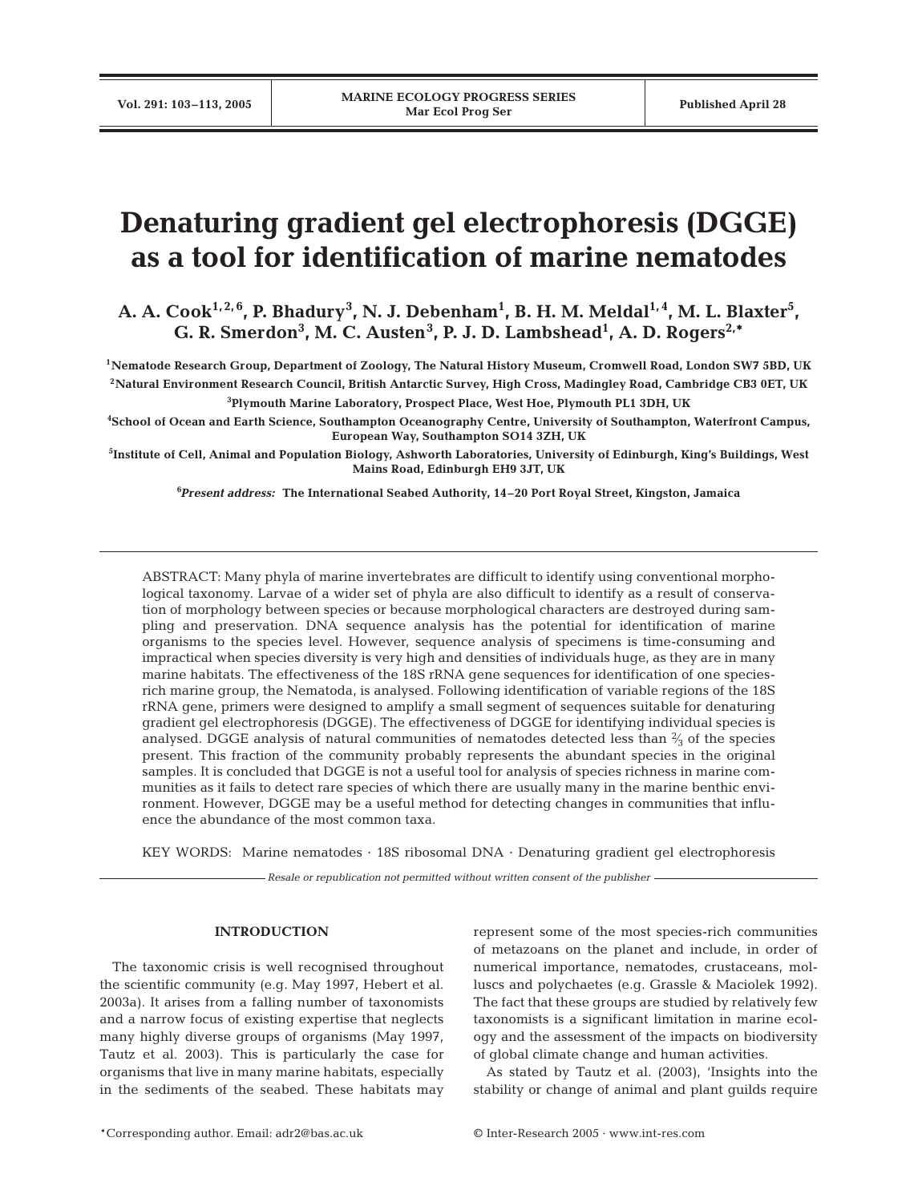# Denaturing gradient gel electrophoresis (DGGE) as a tool for identification of marine nematodes

**A. A. Cook[1,2,6], P. Bhadury[3], N. J. Debenham[1], B. H. M. Meldal[1,4], M. L. Blaxter[5], G. R. Smerdon[3], M. C. Austen[3], P. J. D. Lambshead[1], A. D. Rogers[2,*]**

[1]Nematode Research Group, Department of Zoology, The Natural History Museum, Cromwell Road, London SW7 5BD, UK

[2]Natural Environment Research Council, British Antarctic Survey, High Cross, Madingley Road, Cambridge CB3 0ET, UK

[3]Plymouth Marine Laboratory, Prospect Place, West Hoe, Plymouth PL1 3DH, UK

[4]School of Ocean and Earth Science, Southampton Oceanography Centre, University of Southampton, Waterfront Campus, European Way, Southampton SO14 3ZH, UK

[5]Institute of Cell, Animal and Population Biology, University of Edinburgh, Ashworth Laboratories, University of Edinburgh, King's Buildings, West Mains Road, Edinburgh EH9 3JT, UK

[6]*Present address:* The International Seabed Authority, 14–20 Port Royal Street, Kingston, Jamaica

ABSTRACT: Many phyla of marine invertebrates are difficult to identify using conventional morphological taxonomy. Larvae of a wider set of phyla are also difficult to identify as a result of conservation of morphology between species or because morphological characters are destroyed during sampling and preservation. DNA sequence analysis has the potential for identification of marine organisms to the species level. However, sequence analysis of specimens is time-consuming and impractical when species diversity is very high and densities of individuals huge, as they are in many marine habitats. The effectiveness of the 18S rRNA gene sequences for identification of one species-rich marine group, the Nematoda, is analysed. Following identification of variable regions of the 18S rRNA gene, primers were designed to amplify a small segment of sequences suitable for denaturing gradient gel electrophoresis (DGGE). The effectiveness of DGGE for identifying individual species is analysed. DGGE analysis of natural communities of nematodes detected less than ⅔ of the species present. This fraction of the community probably represents the abundant species in the original samples. It is concluded that DGGE is not a useful tool for analysis of species richness in marine communities as it fails to detect rare species of which there are usually many in the marine benthic environment. However, DGGE may be a useful method for detecting changes in communities that influence the abundance of the most common taxa.

KEY WORDS: Marine nematodes · 18S ribosomal DNA · Denaturing gradient gel electrophoresis

*Resale or republication not permitted without written consent of the publisher*

## INTRODUCTION

The taxonomic crisis is well recognised throughout the scientific community (e.g. May 1997, Hebert et al. 2003a). It arises from a falling number of taxonomists and a narrow focus of existing expertise that neglects many highly diverse groups of organisms (May 1997, Tautz et al. 2003). This is particularly the case for organisms that live in many marine habitats, especially in the sediments of the seabed. These habitats may represent some of the most species-rich communities of metazoans on the planet and include, in order of numerical importance, nematodes, crustaceans, molluscs and polychaetes (e.g. Grassle & Maciolek 1992). The fact that these groups are studied by relatively few taxonomists is a significant limitation in marine ecology and the assessment of the impacts on biodiversity of global climate change and human activities.

As stated by Tautz et al. (2003), 'Insights into the stability or change of animal and plant guilds require

*Corresponding author. Email: adr2@bas.ac.uk

© Inter-Research 2005 · www.int-res.com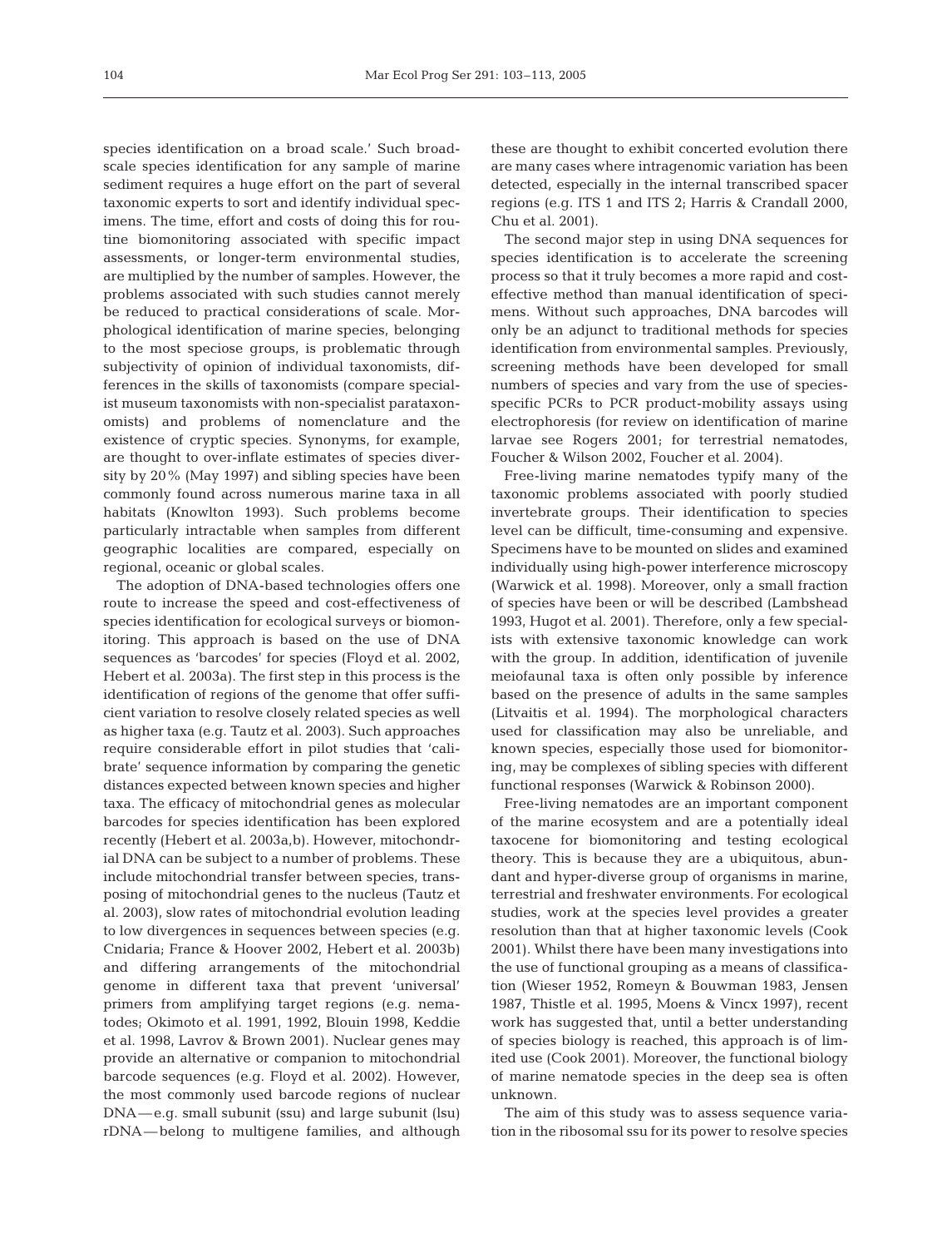species identification on a broad scale.' Such broad-scale species identification for any sample of marine sediment requires a huge effort on the part of several taxonomic experts to sort and identify individual specimens. The time, effort and costs of doing this for routine biomonitoring associated with specific impact assessments, or longer-term environmental studies, are multiplied by the number of samples. However, the problems associated with such studies cannot merely be reduced to practical considerations of scale. Morphological identification of marine species, belonging to the most speciose groups, is problematic through subjectivity of opinion of individual taxonomists, differences in the skills of taxonomists (compare specialist museum taxonomists with non-specialist parataxonomists) and problems of nomenclature and the existence of cryptic species. Synonyms, for example, are thought to over-inflate estimates of species diversity by 20% (May 1997) and sibling species have been commonly found across numerous marine taxa in all habitats (Knowlton 1993). Such problems become particularly intractable when samples from different geographic localities are compared, especially on regional, oceanic or global scales.

The adoption of DNA-based technologies offers one route to increase the speed and cost-effectiveness of species identification for ecological surveys or biomonitoring. This approach is based on the use of DNA sequences as 'barcodes' for species (Floyd et al. 2002, Hebert et al. 2003a). The first step in this process is the identification of regions of the genome that offer sufficient variation to resolve closely related species as well as higher taxa (e.g. Tautz et al. 2003). Such approaches require considerable effort in pilot studies that 'calibrate' sequence information by comparing the genetic distances expected between known species and higher taxa. The efficacy of mitochondrial genes as molecular barcodes for species identification has been explored recently (Hebert et al. 2003a,b). However, mitochondrial DNA can be subject to a number of problems. These include mitochondrial transfer between species, transposing of mitochondrial genes to the nucleus (Tautz et al. 2003), slow rates of mitochondrial evolution leading to low divergences in sequences between species (e.g. Cnidaria; France & Hoover 2002, Hebert et al. 2003b) and differing arrangements of the mitochondrial genome in different taxa that prevent 'universal' primers from amplifying target regions (e.g. nematodes; Okimoto et al. 1991, 1992, Blouin 1998, Keddie et al. 1998, Lavrov & Brown 2001). Nuclear genes may provide an alternative or companion to mitochondrial barcode sequences (e.g. Floyd et al. 2002). However, the most commonly used barcode regions of nuclear DNA—e.g. small subunit (ssu) and large subunit (lsu) rDNA—belong to multigene families, and although these are thought to exhibit concerted evolution there are many cases where intragenomic variation has been detected, especially in the internal transcribed spacer regions (e.g. ITS 1 and ITS 2; Harris & Crandall 2000, Chu et al. 2001).

The second major step in using DNA sequences for species identification is to accelerate the screening process so that it truly becomes a more rapid and cost-effective method than manual identification of specimens. Without such approaches, DNA barcodes will only be an adjunct to traditional methods for species identification from environmental samples. Previously, screening methods have been developed for small numbers of species and vary from the use of species-specific PCRs to PCR product-mobility assays using electrophoresis (for review on identification of marine larvae see Rogers 2001; for terrestrial nematodes, Foucher & Wilson 2002, Foucher et al. 2004).

Free-living marine nematodes typify many of the taxonomic problems associated with poorly studied invertebrate groups. Their identification to species level can be difficult, time-consuming and expensive. Specimens have to be mounted on slides and examined individually using high-power interference microscopy (Warwick et al. 1998). Moreover, only a small fraction of species have been or will be described (Lambshead 1993, Hugot et al. 2001). Therefore, only a few specialists with extensive taxonomic knowledge can work with the group. In addition, identification of juvenile meiofaunal taxa is often only possible by inference based on the presence of adults in the same samples (Litvaitis et al. 1994). The morphological characters used for classification may also be unreliable, and known species, especially those used for biomonitoring, may be complexes of sibling species with different functional responses (Warwick & Robinson 2000).

Free-living nematodes are an important component of the marine ecosystem and are a potentially ideal taxocene for biomonitoring and testing ecological theory. This is because they are a ubiquitous, abundant and hyper-diverse group of organisms in marine, terrestrial and freshwater environments. For ecological studies, work at the species level provides a greater resolution than that at higher taxonomic levels (Cook 2001). Whilst there have been many investigations into the use of functional grouping as a means of classification (Wieser 1952, Romeyn & Bouwman 1983, Jensen 1987, Thistle et al. 1995, Moens & Vincx 1997), recent work has suggested that, until a better understanding of species biology is reached, this approach is of limited use (Cook 2001). Moreover, the functional biology of marine nematode species in the deep sea is often unknown.

The aim of this study was to assess sequence variation in the ribosomal ssu for its power to resolve species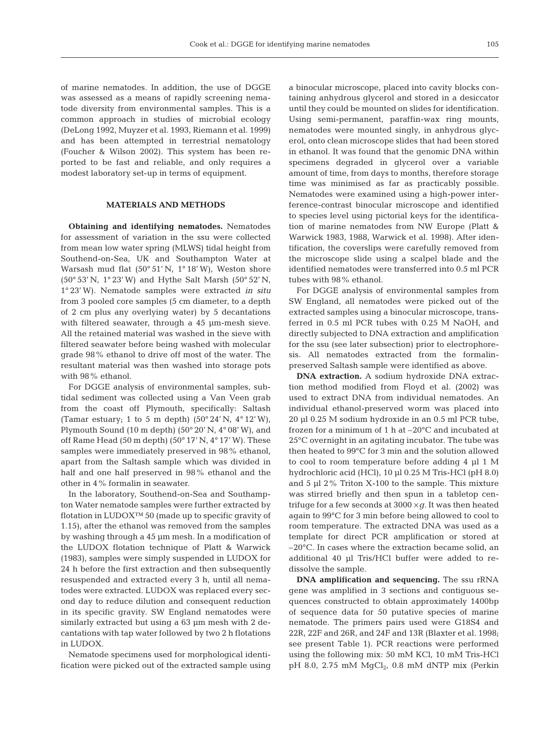of marine nematodes. In addition, the use of DGGE was assessed as a means of rapidly screening nematode diversity from environmental samples. This is a common approach in studies of microbial ecology (DeLong 1992, Muyzer et al. 1993, Riemann et al. 1999) and has been attempted in terrestrial nematology (Foucher & Wilson 2002). This system has been reported to be fast and reliable, and only requires a modest laboratory set-up in terms of equipment.

## MATERIALS AND METHODS

**Obtaining and identifying nematodes.** Nematodes for assessment of variation in the ssu were collected from mean low water spring (MLWS) tidal height from Southend-on-Sea, UK and Southampton Water at Warsash mud flat (50° 51′ N, 1° 18′ W), Weston shore (50° 53′ N, 1° 23′ W) and Hythe Salt Marsh (50° 52′ N, 1° 23′ W). Nematode samples were extracted *in situ* from 3 pooled core samples (5 cm diameter, to a depth of 2 cm plus any overlying water) by 5 decantations with filtered seawater, through a 45 µm-mesh sieve. All the retained material was washed in the sieve with filtered seawater before being washed with molecular grade 98% ethanol to drive off most of the water. The resultant material was then washed into storage pots with 98% ethanol.

For DGGE analysis of environmental samples, subtidal sediment was collected using a Van Veen grab from the coast off Plymouth, specifically: Saltash (Tamar estuary; 1 to 5 m depth) (50° 24′ N, 4° 12′ W), Plymouth Sound (10 m depth) (50° 20′ N, 4° 08′ W), and off Rame Head (50 m depth) (50° 17′ N, 4° 17′ W). These samples were immediately preserved in 98% ethanol, apart from the Saltash sample which was divided in half and one half preserved in 98% ethanol and the other in 4% formalin in seawater.

In the laboratory, Southend-on-Sea and Southampton Water nematode samples were further extracted by flotation in LUDOX™ 50 (made up to specific gravity of 1.15), after the ethanol was removed from the samples by washing through a 45 µm mesh. In a modification of the LUDOX flotation technique of Platt & Warwick (1983), samples were simply suspended in LUDOX for 24 h before the first extraction and then subsequently resuspended and extracted every 3 h, until all nematodes were extracted. LUDOX was replaced every second day to reduce dilution and consequent reduction in its specific gravity. SW England nematodes were similarly extracted but using a 63 µm mesh with 2 decantations with tap water followed by two 2 h flotations in LUDOX.

Nematode specimens used for morphological identification were picked out of the extracted sample using a binocular microscope, placed into cavity blocks containing anhydrous glycerol and stored in a desiccator until they could be mounted on slides for identification. Using semi-permanent, paraffin-wax ring mounts, nematodes were mounted singly, in anhydrous glycerol, onto clean microscope slides that had been stored in ethanol. It was found that the genomic DNA within specimens degraded in glycerol over a variable amount of time, from days to months, therefore storage time was minimised as far as practicably possible. Nematodes were examined using a high-power interference-contrast binocular microscope and identified to species level using pictorial keys for the identification of marine nematodes from NW Europe (Platt & Warwick 1983, 1988, Warwick et al. 1998). After identification, the coverslips were carefully removed from the microscope slide using a scalpel blade and the identified nematodes were transferred into 0.5 ml PCR tubes with 98% ethanol.

For DGGE analysis of environmental samples from SW England, all nematodes were picked out of the extracted samples using a binocular microscope, transferred in 0.5 ml PCR tubes with 0.25 M NaOH, and directly subjected to DNA extraction and amplification for the ssu (see later subsection) prior to electrophoresis. All nematodes extracted from the formalin-preserved Saltash sample were identified as above.

**DNA extraction.** A sodium hydroxide DNA extraction method modified from Floyd et al. (2002) was used to extract DNA from individual nematodes. An individual ethanol-preserved worm was placed into 20 µl 0.25 M sodium hydroxide in an 0.5 ml PCR tube, frozen for a minimum of 1 h at –20°C and incubated at 25°C overnight in an agitating incubator. The tube was then heated to 99°C for 3 min and the solution allowed to cool to room temperature before adding 4 µl 1 M hydrochloric acid (HCl), 10 µl 0.25 M Tris-HCl (pH 8.0) and 5 µl 2% Triton X-100 to the sample. This mixture was stirred briefly and then spun in a tabletop centrifuge for a few seconds at 3000 × *g*. It was then heated again to 99°C for 3 min before being allowed to cool to room temperature. The extracted DNA was used as a template for direct PCR amplification or stored at –20°C. In cases where the extraction became solid, an additional 40 µl Tris/HCl buffer were added to redissolve the sample.

**DNA amplification and sequencing.** The ssu rRNA gene was amplified in 3 sections and contiguous sequences constructed to obtain approximately 1400bp of sequence data for 50 putative species of marine nematode. The primers pairs used were G18S4 and 22R, 22F and 26R, and 24F and 13R (Blaxter et al. 1998; see present Table 1). PCR reactions were performed using the following mix: 50 mM KCl, 10 mM Tris-HCl pH 8.0, 2.75 mM $MgCl_2$, 0.8 mM dNTP mix (Perkin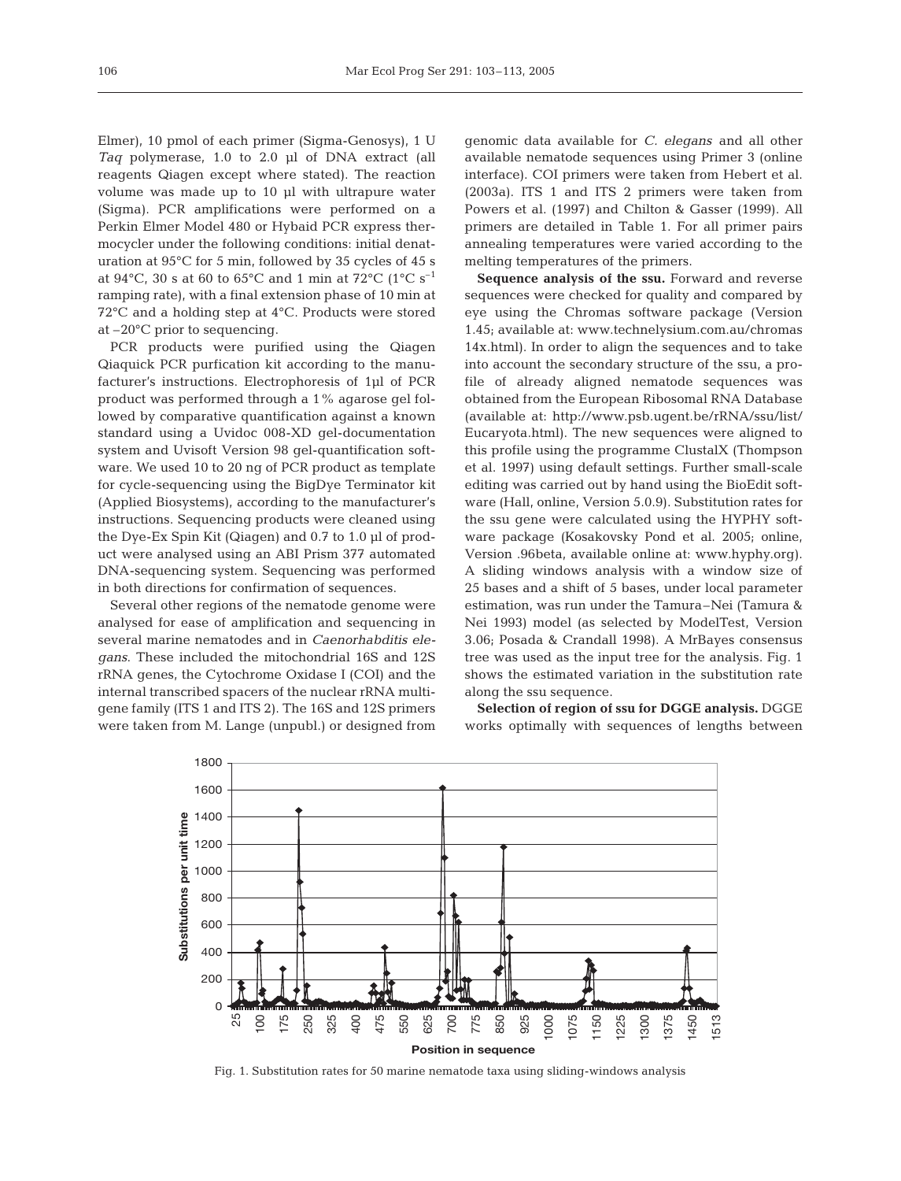Elmer), 10 pmol of each primer (Sigma-Genosys), 1 U *Taq* polymerase, 1.0 to 2.0 µl of DNA extract (all reagents Qiagen except where stated). The reaction volume was made up to 10 µl with ultrapure water (Sigma). PCR amplifications were performed on a Perkin Elmer Model 480 or Hybaid PCR express thermocycler under the following conditions: initial denaturation at 95°C for 5 min, followed by 35 cycles of 45 s at 94°C, 30 s at 60 to 65°C and 1 min at 72°C (1°C $s^{-1}$ ramping rate), with a final extension phase of 10 min at 72°C and a holding step at 4°C. Products were stored at –20°C prior to sequencing.

PCR products were purified using the Qiagen Qiaquick PCR purfication kit according to the manufacturer's instructions. Electrophoresis of 1µl of PCR product was performed through a 1% agarose gel followed by comparative quantification against a known standard using a Uvidoc 008-XD gel-documentation system and Uvisoft Version 98 gel-quantification software. We used 10 to 20 ng of PCR product as template for cycle-sequencing using the BigDye Terminator kit (Applied Biosystems), according to the manufacturer's instructions. Sequencing products were cleaned using the Dye-Ex Spin Kit (Qiagen) and 0.7 to 1.0 µl of product were analysed using an ABI Prism 377 automated DNA-sequencing system. Sequencing was performed in both directions for confirmation of sequences.

Several other regions of the nematode genome were analysed for ease of amplification and sequencing in several marine nematodes and in *Caenorhabditis elegans*. These included the mitochondrial 16S and 12S rRNA genes, the Cytochrome Oxidase I (COI) and the internal transcribed spacers of the nuclear rRNA multigene family (ITS 1 and ITS 2). The 16S and 12S primers were taken from M. Lange (unpubl.) or designed from genomic data available for *C. elegans* and all other available nematode sequences using Primer 3 (online interface). COI primers were taken from Hebert et al. (2003a). ITS 1 and ITS 2 primers were taken from Powers et al. (1997) and Chilton & Gasser (1999). All primers are detailed in Table 1. For all primer pairs annealing temperatures were varied according to the melting temperatures of the primers.

**Sequence analysis of the ssu.** Forward and reverse sequences were checked for quality and compared by eye using the Chromas software package (Version 1.45; available at: www.technelysium.com.au/chromas 14x.html). In order to align the sequences and to take into account the secondary structure of the ssu, a profile of already aligned nematode sequences was obtained from the European Ribosomal RNA Database (available at: http://www.psb.ugent.be/rRNA/ssu/list/Eucaryota.html). The new sequences were aligned to this profile using the programme ClustalX (Thompson et al. 1997) using default settings. Further small-scale editing was carried out by hand using the BioEdit software (Hall, online, Version 5.0.9). Substitution rates for the ssu gene were calculated using the HYPHY software package (Kosakovsky Pond et al. 2005; online, Version .96beta, available online at: www.hyphy.org). A sliding windows analysis with a window size of 25 bases and a shift of 5 bases, under local parameter estimation, was run under the Tamura–Nei (Tamura & Nei 1993) model (as selected by ModelTest, Version 3.06; Posada & Crandall 1998). A MrBayes consensus tree was used as the input tree for the analysis. Fig. 1 shows the estimated variation in the substitution rate along the ssu sequence.

**Selection of region of ssu for DGGE analysis.** DGGE works optimally with sequences of lengths between

Fig. 1. Substitution rates for 50 marine nematode taxa using sliding-windows analysis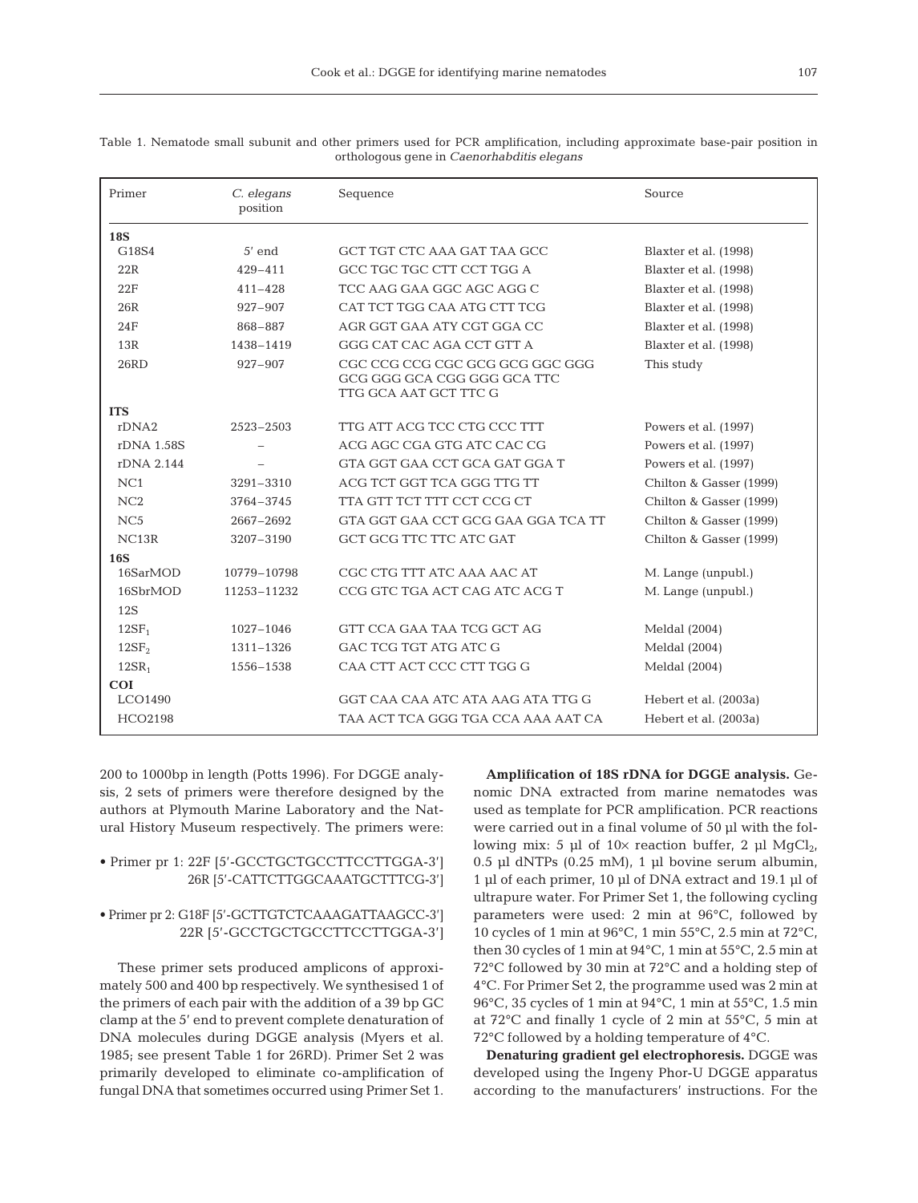Table 1. Nematode small subunit and other primers used for PCR amplification, including approximate base-pair position in orthologous gene in *Caenorhabditis elegans*

| Primer | *C. elegans* position | Sequence | Source |
|---|---|---|---|
| **18S** | | | |
| G18S4 | 5′ end | GCT TGT CTC AAA GAT TAA GCC | Blaxter et al. (1998) |
| 22R | 429–411 | GCC TGC TGC CTT CCT TGG A | Blaxter et al. (1998) |
| 22F | 411–428 | TCC AAG GAA GGC AGC AGG C | Blaxter et al. (1998) |
| 26R | 927–907 | CAT TCT TGG CAA ATG CTT TCG | Blaxter et al. (1998) |
| 24F | 868–887 | AGR GGT GAA ATY CGT GGA CC | Blaxter et al. (1998) |
| 13R | 1438–1419 | GGG CAT CAC AGA CCT GTT A | Blaxter et al. (1998) |
| 26RD | 927–907 | CGC CCG CCG CGC GCG GCG GGC GGG GCG GGG GCA CGG GGG GCA TTC TTG GCA AAT GCT TTC G | This study |
| **ITS** | | | |
| rDNA2 | 2523–2503 | TTG ATT ACG TCC CTG CCC TTT | Powers et al. (1997) |
| rDNA 1.58S | – | ACG AGC CGA GTG ATC CAC CG | Powers et al. (1997) |
| rDNA 2.144 | – | GTA GGT GAA CCT GCA GAT GGA T | Powers et al. (1997) |
| NC1 | 3291–3310 | ACG TCT GGT TCA GGG TTG TT | Chilton & Gasser (1999) |
| NC2 | 3764–3745 | TTA GTT TCT TTT CCT CCG CT | Chilton & Gasser (1999) |
| NC5 | 2667–2692 | GTA GGT GAA CCT GCG GAA GGA TCA TT | Chilton & Gasser (1999) |
| NC13R | 3207–3190 | GCT GCG TTC TTC ATC GAT | Chilton & Gasser (1999) |
| **16S** | | | |
| 16SarMOD | 10779–10798 | CGC CTG TTT ATC AAA AAC AT | M. Lange (unpubl.) |
| 16SbrMOD | 11253–11232 | CCG GTC TGA ACT CAG ATC ACG T | M. Lange (unpubl.) |
| 12S | | | |
| $12SF_1$ | 1027–1046 | GTT CCA GAA TAA TCG GCT AG | Meldal (2004) |
| $12SF_2$ | 1311–1326 | GAC TCG TGT ATG ATC G | Meldal (2004) |
| $12SR_1$ | 1556–1538 | CAA CTT ACT CCC CTT TGG G | Meldal (2004) |
| **COI** | | | |
| LCO1490 | | GGT CAA CAA ATC ATA AAG ATA TTG G | Hebert et al. (2003a) |
| HCO2198 | | TAA ACT TCA GGG TGA CCA AAA AAT CA | Hebert et al. (2003a) |

200 to 1000bp in length (Potts 1996). For DGGE analysis, 2 sets of primers were therefore designed by the authors at Plymouth Marine Laboratory and the Natural History Museum respectively. The primers were:

- Primer pr 1: 22F [5′-GCCTGCTGCCTTCCTTGGA-3′]
  26R [5′-CATTCTTGGCAAATGCTTTCG-3′]
- Primer pr 2: G18F [5′-GCTTGTCTCAAAGATTAAGCC-3′]
  22R [5′-GCCTGCTGCCTTCCTTGGA-3′]

These primer sets produced amplicons of approximately 500 and 400 bp respectively. We synthesised 1 of the primers of each pair with the addition of a 39 bp GC clamp at the 5′ end to prevent complete denaturation of DNA molecules during DGGE analysis (Myers et al. 1985; see present Table 1 for 26RD). Primer Set 2 was primarily developed to eliminate co-amplification of fungal DNA that sometimes occurred using Primer Set 1.

**Amplification of 18S rDNA for DGGE analysis.** Genomic DNA extracted from marine nematodes was used as template for PCR amplification. PCR reactions were carried out in a final volume of 50 µl with the following mix: 5 µl of 10× reaction buffer, 2 µl $MgCl_2$, 0.5 µl dNTPs (0.25 mM), 1 µl bovine serum albumin, 1 µl of each primer, 10 µl of DNA extract and 19.1 µl of ultrapure water. For Primer Set 1, the following cycling parameters were used: 2 min at 96°C, followed by 10 cycles of 1 min at 96°C, 1 min 55°C, 2.5 min at 72°C, then 30 cycles of 1 min at 94°C, 1 min at 55°C, 2.5 min at 72°C followed by 30 min at 72°C and a holding step of 4°C. For Primer Set 2, the programme used was 2 min at 96°C, 35 cycles of 1 min at 94°C, 1 min at 55°C, 1.5 min at 72°C and finally 1 cycle of 2 min at 55°C, 5 min at 72°C followed by a holding temperature of 4°C.

**Denaturing gradient gel electrophoresis.** DGGE was developed using the Ingeny Phor-U DGGE apparatus according to the manufacturers' instructions. For the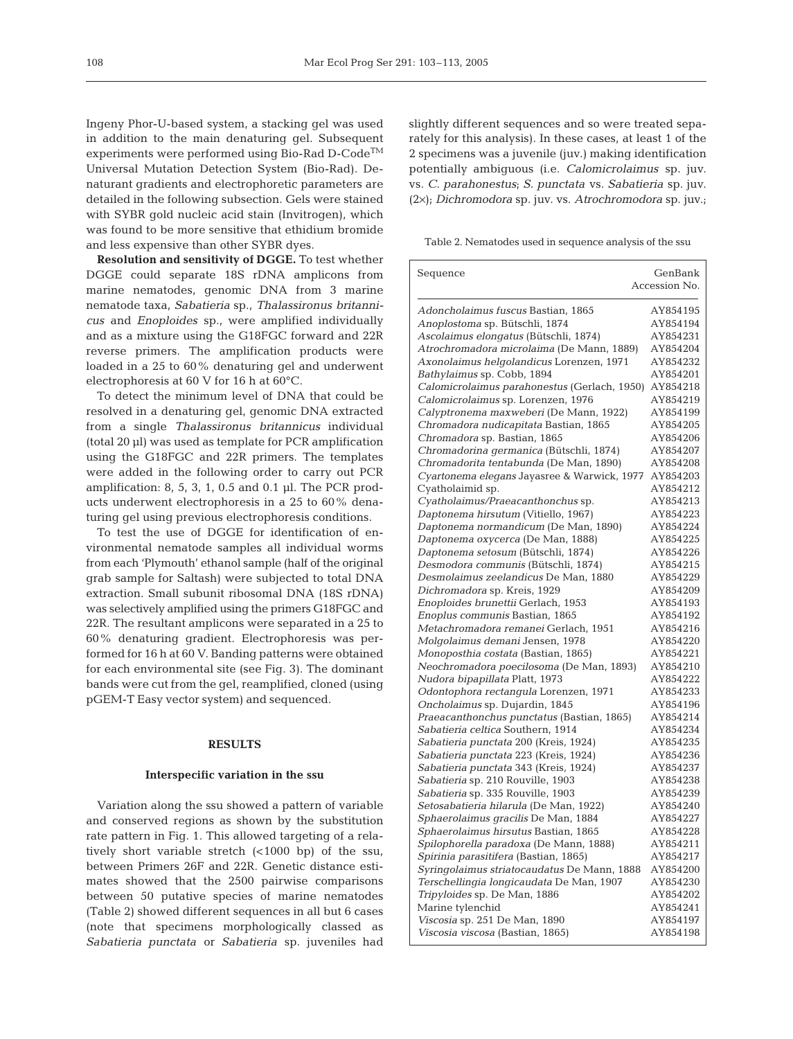Ingeny Phor-U-based system, a stacking gel was used in addition to the main denaturing gel. Subsequent experiments were performed using Bio-Rad D-Code™ Universal Mutation Detection System (Bio-Rad). Denaturant gradients and electrophoretic parameters are detailed in the following subsection. Gels were stained with SYBR gold nucleic acid stain (Invitrogen), which was found to be more sensitive that ethidium bromide and less expensive than other SYBR dyes.

**Resolution and sensitivity of DGGE.** To test whether DGGE could separate 18S rDNA amplicons from marine nematodes, genomic DNA from 3 marine nematode taxa, *Sabatieria* sp., *Thalassironus britannicus* and *Enoploides* sp., were amplified individually and as a mixture using the G18FGC forward and 22R reverse primers. The amplification products were loaded in a 25 to 60% denaturing gel and underwent electrophoresis at 60 V for 16 h at 60°C.

To detect the minimum level of DNA that could be resolved in a denaturing gel, genomic DNA extracted from a single *Thalassironus britannicus* individual (total 20 µl) was used as template for PCR amplification using the G18FGC and 22R primers. The templates were added in the following order to carry out PCR amplification: 8, 5, 3, 1, 0.5 and 0.1 µl. The PCR products underwent electrophoresis in a 25 to 60% denaturing gel using previous electrophoresis conditions.

To test the use of DGGE for identification of environmental nematode samples all individual worms from each 'Plymouth' ethanol sample (half of the original grab sample for Saltash) were subjected to total DNA extraction. Small subunit ribosomal DNA (18S rDNA) was selectively amplified using the primers G18FGC and 22R. The resultant amplicons were separated in a 25 to 60% denaturing gradient. Electrophoresis was performed for 16 h at 60 V. Banding patterns were obtained for each environmental site (see Fig. 3). The dominant bands were cut from the gel, reamplified, cloned (using pGEM-T Easy vector system) and sequenced.

## RESULTS

### Interspecific variation in the ssu

Variation along the ssu showed a pattern of variable and conserved regions as shown by the substitution rate pattern in Fig. 1. This allowed targeting of a relatively short variable stretch (<1000 bp) of the ssu, between Primers 26F and 22R. Genetic distance estimates showed that the 2500 pairwise comparisons between 50 putative species of marine nematodes (Table 2) showed different sequences in all but 6 cases (note that specimens morphologically classed as *Sabatieria punctata* or *Sabatieria* sp. juveniles had slightly different sequences and so were treated separately for this analysis). In these cases, at least 1 of the 2 specimens was a juvenile (juv.) making identification potentially ambiguous (i.e. *Calomicrolaimus* sp. juv. vs. *C. parahonestus*; *S. punctata* vs. *Sabatieria* sp. juv. (2×); *Dichromodora* sp. juv. vs. *Atrochromodora* sp. juv.;

Table 2. Nematodes used in sequence analysis of the ssu

| Sequence | GenBank Accession No. |
|---|---|
| *Adoncholaimus fuscus* Bastian, 1865 | AY854195 |
| *Anoplostoma* sp. Bütschli, 1874 | AY854194 |
| *Ascolaimus elongatus* (Bütschli, 1874) | AY854231 |
| *Atrochromadora microlaima* (De Mann, 1889) | AY854204 |
| *Axonolaimus helgolandicus* Lorenzen, 1971 | AY854232 |
| *Bathylaimus* sp. Cobb, 1894 | AY854201 |
| *Calomicrolaimus parahonestus* (Gerlach, 1950) | AY854218 |
| *Calomicrolaimus* sp. Lorenzen, 1976 | AY854219 |
| *Calyptronema maxweberi* (De Mann, 1922) | AY854199 |
| *Chromadora nudicapitata* Bastian, 1865 | AY854205 |
| *Chromadora* sp. Bastian, 1865 | AY854206 |
| *Chromadorina germanica* (Bütschli, 1874) | AY854207 |
| *Chromadorita tentabunda* (De Man, 1890) | AY854208 |
| *Cyartonema elegans* Jayasree & Warwick, 1977 | AY854203 |
| Cyatholaimid sp. | AY854212 |
| *Cyatholaimus/Praeacanthonchus* sp. | AY854213 |
| *Daptonema hirsutum* (Vitiello, 1967) | AY854223 |
| *Daptonema normandicum* (De Man, 1890) | AY854224 |
| *Daptonema oxycerca* (De Man, 1888) | AY854225 |
| *Daptonema setosum* (Bütschli, 1874) | AY854226 |
| *Desmodora communis* (Bütschli, 1874) | AY854215 |
| *Desmolaimus zeelandicus* De Man, 1880 | AY854229 |
| *Dichromadora* sp. Kreis, 1929 | AY854209 |
| *Enoploides brunettii* Gerlach, 1953 | AY854193 |
| *Enoplus communis* Bastian, 1865 | AY854192 |
| *Metachromadora remanei* Gerlach, 1951 | AY854216 |
| *Molgolaimus demani* Jensen, 1978 | AY854220 |
| *Monoposthia costata* (Bastian, 1865) | AY854221 |
| *Neochromadora poecilosoma* (De Man, 1893) | AY854210 |
| *Nudora bipapillata* Platt, 1973 | AY854222 |
| *Odontophora rectangula* Lorenzen, 1971 | AY854233 |
| *Oncholaimus* sp. Dujardin, 1845 | AY854196 |
| *Praeacanthonchus punctatus* (Bastian, 1865) | AY854214 |
| *Sabatieria celtica* Southern, 1914 | AY854234 |
| *Sabatieria punctata* 200 (Kreis, 1924) | AY854235 |
| *Sabatieria punctata* 223 (Kreis, 1924) | AY854236 |
| *Sabatieria punctata* 343 (Kreis, 1924) | AY854237 |
| *Sabatieria* sp. 210 Rouville, 1903 | AY854238 |
| *Sabatieria* sp. 335 Rouville, 1903 | AY854239 |
| *Setosabatieria hilarula* (De Man, 1922) | AY854240 |
| *Sphaerolaimus gracilis* De Man, 1884 | AY854227 |
| *Sphaerolaimus hirsutus* Bastian, 1865 | AY854228 |
| *Spilophorella paradoxa* (De Mann, 1888) | AY854211 |
| *Spirinia parasitifera* (Bastian, 1865) | AY854217 |
| *Syringolaimus striatocaudatus* De Mann, 1888 | AY854200 |
| *Terschellingia longicaudata* De Man, 1907 | AY854230 |
| *Tripyloides* sp. De Man, 1886 | AY854202 |
| Marine tylenchid | AY854241 |
| *Viscosia* sp. 251 De Man, 1890 | AY854197 |
| *Viscosia viscosa* (Bastian, 1865) | AY854198 |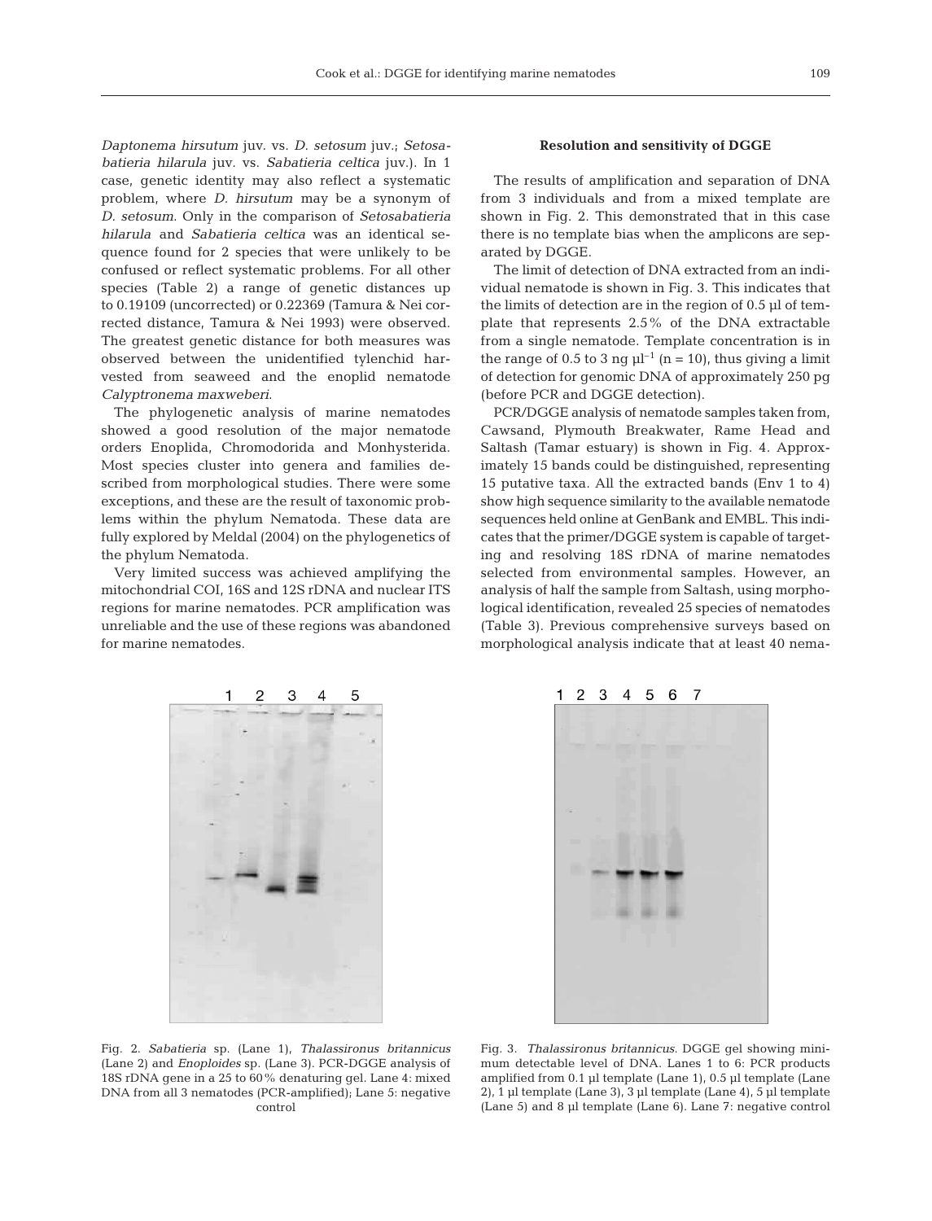*Daptonema hirsutum* juv. vs. *D. setosum* juv.; *Setosabatieria hilarula* juv. vs. *Sabatieria celtica* juv.). In 1 case, genetic identity may also reflect a systematic problem, where *D. hirsutum* may be a synonym of *D. setosum*. Only in the comparison of *Setosabatieria hilarula* and *Sabatieria celtica* was an identical sequence found for 2 species that were unlikely to be confused or reflect systematic problems. For all other species (Table 2) a range of genetic distances up to 0.19109 (uncorrected) or 0.22369 (Tamura & Nei corrected distance, Tamura & Nei 1993) were observed. The greatest genetic distance for both measures was observed between the unidentified tylenchid harvested from seaweed and the enoplid nematode *Calyptronema maxweberi*.

The phylogenetic analysis of marine nematodes showed a good resolution of the major nematode orders Enoplida, Chromodorida and Monhysterida. Most species cluster into genera and families described from morphological studies. There were some exceptions, and these are the result of taxonomic problems within the phylum Nematoda. These data are fully explored by Meldal (2004) on the phylogenetics of the phylum Nematoda.

Very limited success was achieved amplifying the mitochondrial COI, 16S and 12S rDNA and nuclear ITS regions for marine nematodes. PCR amplification was unreliable and the use of these regions was abandoned for marine nematodes.

### Resolution and sensitivity of DGGE

The results of amplification and separation of DNA from 3 individuals and from a mixed template are shown in Fig. 2. This demonstrated that in this case there is no template bias when the amplicons are separated by DGGE.

The limit of detection of DNA extracted from an individual nematode is shown in Fig. 3. This indicates that the limits of detection are in the region of 0.5 µl of template that represents 2.5% of the DNA extractable from a single nematode. Template concentration is in the range of 0.5 to 3 ng $\mu l^{-1}$ (n = 10), thus giving a limit of detection for genomic DNA of approximately 250 pg (before PCR and DGGE detection).

PCR/DGGE analysis of nematode samples taken from, Cawsand, Plymouth Breakwater, Rame Head and Saltash (Tamar estuary) is shown in Fig. 4. Approximately 15 bands could be distinguished, representing 15 putative taxa. All the extracted bands (Env 1 to 4) show high sequence similarity to the available nematode sequences held online at GenBank and EMBL. This indicates that the primer/DGGE system is capable of targeting and resolving 18S rDNA of marine nematodes selected from environmental samples. However, an analysis of half the sample from Saltash, using morphological identification, revealed 25 species of nematodes (Table 3). Previous comprehensive surveys based on morphological analysis indicate that at least 40 nema-

Fig. 2. *Sabatieria* sp. (Lane 1), *Thalassironus britannicus* (Lane 2) and *Enoploides* sp. (Lane 3). PCR-DGGE analysis of 18S rDNA gene in a 25 to 60% denaturing gel. Lane 4: mixed DNA from all 3 nematodes (PCR-amplified); Lane 5: negative control

Fig. 3. *Thalassironus britannicus*. DGGE gel showing minimum detectable level of DNA. Lanes 1 to 6: PCR products amplified from 0.1 µl template (Lane 1), 0.5 µl template (Lane 2), 1 µl template (Lane 3), 3 µl template (Lane 4), 5 µl template (Lane 5) and 8 µl template (Lane 6). Lane 7: negative control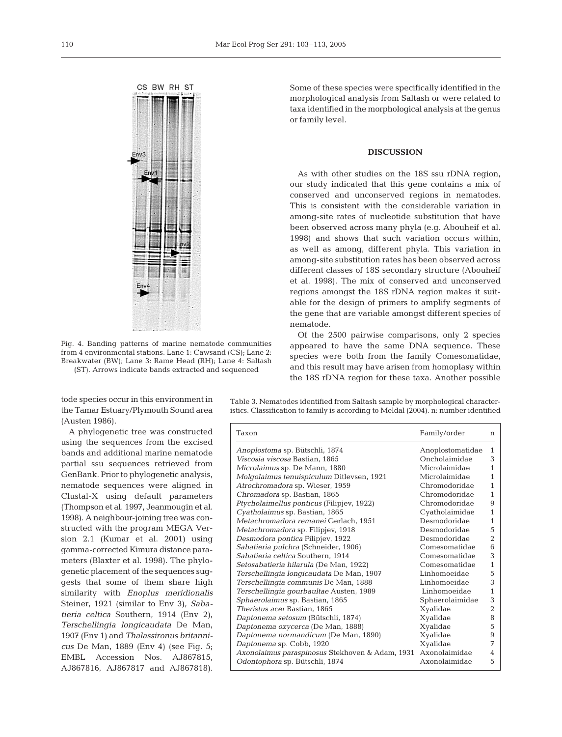Fig. 4. Banding patterns of marine nematode communities from 4 environmental stations. Lane 1: Cawsand (CS); Lane 2: Breakwater (BW); Lane 3: Rame Head (RH); Lane 4: Saltash (ST). Arrows indicate bands extracted and sequenced

tode species occur in this environment in the Tamar Estuary/Plymouth Sound area (Austen 1986).

A phylogenetic tree was constructed using the sequences from the excised bands and additional marine nematode partial ssu sequences retrieved from GenBank. Prior to phylogenetic analysis, nematode sequences were aligned in Clustal-X using default parameters (Thompson et al. 1997, Jeanmougin et al. 1998). A neighbour-joining tree was constructed with the program MEGA Version 2.1 (Kumar et al. 2001) using gamma-corrected Kimura distance parameters (Blaxter et al. 1998). The phylogenetic placement of the sequences suggests that some of them share high similarity with *Enoplus meridionalis* Steiner, 1921 (similar to Env 3), *Sabatieria celtica* Southern, 1914 (Env 2), *Terschellingia longicaudata* De Man, 1907 (Env 1) and *Thalassironus britannicus* De Man, 1889 (Env 4) (see Fig. 5; EMBL Accession Nos. AJ867815, AJ867816, AJ867817 and AJ867818). Some of these species were specifically identified in the morphological analysis from Saltash or were related to taxa identified in the morphological analysis at the genus or family level.

## DISCUSSION

As with other studies on the 18S ssu rDNA region, our study indicated that this gene contains a mix of conserved and unconserved regions in nematodes. This is consistent with the considerable variation in among-site rates of nucleotide substitution that have been observed across many phyla (e.g. Abouheif et al. 1998) and shows that such variation occurs within, as well as among, different phyla. This variation in among-site substitution rates has been observed across different classes of 18S secondary structure (Abouheif et al. 1998). The mix of conserved and unconserved regions amongst the 18S rDNA region makes it suitable for the design of primers to amplify segments of the gene that are variable amongst different species of nematode.

Of the 2500 pairwise comparisons, only 2 species appeared to have the same DNA sequence. These species were both from the family Comesomatidae, and this result may have arisen from homoplasy within the 18S rDNA region for these taxa. Another possible

Table 3. Nematodes identified from Saltash sample by morphological characteristics. Classification to family is according to Meldal (2004). n: number identified

| Taxon | Family/order | n |
|---|---|---|
| *Anoplostoma* sp. Bütschli, 1874 | Anoplostomatidae | 1 |
| *Viscosia viscosa* Bastian, 1865 | Oncholaimidae | 3 |
| *Microlaimus* sp. De Mann, 1880 | Microlaimidae | 1 |
| *Molgolaimus tenuispiculum* Ditlevsen, 1921 | Microlaimidae | 1 |
| *Atrochromadora* sp. Wieser, 1959 | Chromodoridae | 1 |
| *Chromadora* sp. Bastian, 1865 | Chromodoridae | 1 |
| *Ptycholaimellus ponticus* (Filipjev, 1922) | Chromodoridae | 9 |
| *Cyatholaimus* sp. Bastian, 1865 | Cyatholaimidae | 1 |
| *Metachromadora remanei* Gerlach, 1951 | Desmodoridae | 1 |
| *Metachromadora* sp. Filipjev, 1918 | Desmodoridae | 5 |
| *Desmodora pontica* Filipjev, 1922 | Desmodoridae | 2 |
| *Sabatieria pulchra* (Schneider, 1906) | Comesomatidae | 6 |
| *Sabatieria celtica* Southern, 1914 | Comesomatidae | 3 |
| *Setosabatieria hilarula* (De Man, 1922) | Comesomatidae | 1 |
| *Terschellingia longicaudata* De Man, 1907 | Linhomoeidae | 5 |
| *Terschellingia communis* De Man, 1888 | Linhomoeidae | 3 |
| *Terschellingia gourbaultae* Austen, 1989 | Linhomoeidae | 1 |
| *Sphaerolaimus* sp. Bastian, 1865 | Sphaerolaimidae | 3 |
| *Theristus acer* Bastian, 1865 | Xyalidae | 2 |
| *Daptonema setosum* (Bütschli, 1874) | Xyalidae | 8 |
| *Daptonema oxycerca* (De Man, 1888) | Xyalidae | 5 |
| *Daptonema normandicum* (De Man, 1890) | Xyalidae | 9 |
| *Daptonema* sp. Cobb, 1920 | Xyalidae | 7 |
| *Axonolaimus paraspinosus* Stekhoven & Adam, 1931 | Axonolaimidae | 4 |
| *Odontophora* sp. Bütschli, 1874 | Axonolaimidae | 5 |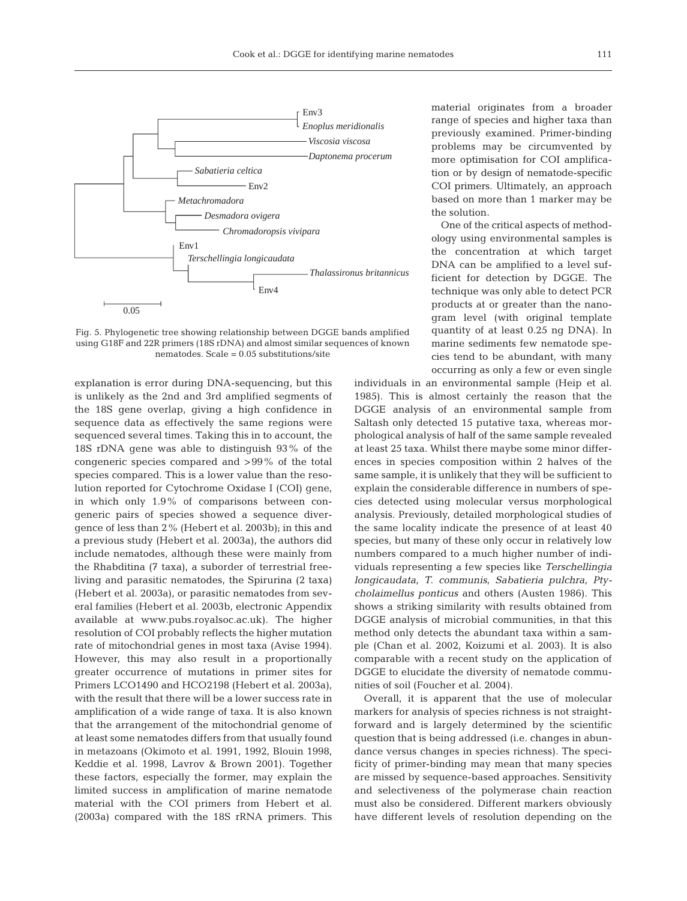Fig. 5. Phylogenetic tree showing relationship between DGGE bands amplified using G18F and 22R primers (18S rDNA) and almost similar sequences of known nematodes. Scale = 0.05 substitutions/site

explanation is error during DNA-sequencing, but this is unlikely as the 2nd and 3rd amplified segments of the 18S gene overlap, giving a high confidence in sequence data as effectively the same regions were sequenced several times. Taking this in to account, the 18S rDNA gene was able to distinguish 93% of the congeneric species compared and >99% of the total species compared. This is a lower value than the resolution reported for Cytochrome Oxidase I (COI) gene, in which only 1.9% of comparisons between congeneric pairs of species showed a sequence divergence of less than 2% (Hebert et al. 2003b); in this and a previous study (Hebert et al. 2003a), the authors did include nematodes, although these were mainly from the Rhabditina (7 taxa), a suborder of terrestrial free-living and parasitic nematodes, the Spirurina (2 taxa) (Hebert et al. 2003a), or parasitic nematodes from several families (Hebert et al. 2003b, electronic Appendix available at www.pubs.royalsoc.ac.uk). The higher resolution of COI probably reflects the higher mutation rate of mitochondrial genes in most taxa (Avise 1994). However, this may also result in a proportionally greater occurrence of mutations in primer sites for Primers LCO1490 and HCO2198 (Hebert et al. 2003a), with the result that there will be a lower success rate in amplification of a wide range of taxa. It is also known that the arrangement of the mitochondrial genome of at least some nematodes differs from that usually found in metazoans (Okimoto et al. 1991, 1992, Blouin 1998, Keddie et al. 1998, Lavrov & Brown 2001). Together these factors, especially the former, may explain the limited success in amplification of marine nematode material with the COI primers from Hebert et al. (2003a) compared with the 18S rRNA primers. This material originates from a broader range of species and higher taxa than previously examined. Primer-binding problems may be circumvented by more optimisation for COI amplification or by design of nematode-specific COI primers. Ultimately, an approach based on more than 1 marker may be the solution.

One of the critical aspects of methodology using environmental samples is the concentration at which target DNA can be amplified to a level sufficient for detection by DGGE. The technique was only able to detect PCR products at or greater than the nanogram level (with original template quantity of at least 0.25 ng DNA). In marine sediments few nematode species tend to be abundant, with many occurring as only a few or even single individuals in an environmental sample (Heip et al. 1985). This is almost certainly the reason that the DGGE analysis of an environmental sample from Saltash only detected 15 putative taxa, whereas morphological analysis of half of the same sample revealed at least 25 taxa. Whilst there maybe some minor differences in species composition within 2 halves of the same sample, it is unlikely that they will be sufficient to explain the considerable difference in numbers of species detected using molecular versus morphological analysis. Previously, detailed morphological studies of the same locality indicate the presence of at least 40 species, but many of these only occur in relatively low numbers compared to a much higher number of individuals representing a few species like *Terschellingia longicaudata*, *T. communis*, *Sabatieria pulchra*, *Ptycholaimellus ponticus* and others (Austen 1986). This shows a striking similarity with results obtained from DGGE analysis of microbial communities, in that this method only detects the abundant taxa within a sample (Chan et al. 2002, Koizumi et al. 2003). It is also comparable with a recent study on the application of DGGE to elucidate the diversity of nematode communities of soil (Foucher et al. 2004).

Overall, it is apparent that the use of molecular markers for analysis of species richness is not straightforward and is largely determined by the scientific question that is being addressed (i.e. changes in abundance versus changes in species richness). The specificity of primer-binding may mean that many species are missed by sequence-based approaches. Sensitivity and selectiveness of the polymerase chain reaction must also be considered. Different markers obviously have different levels of resolution depending on the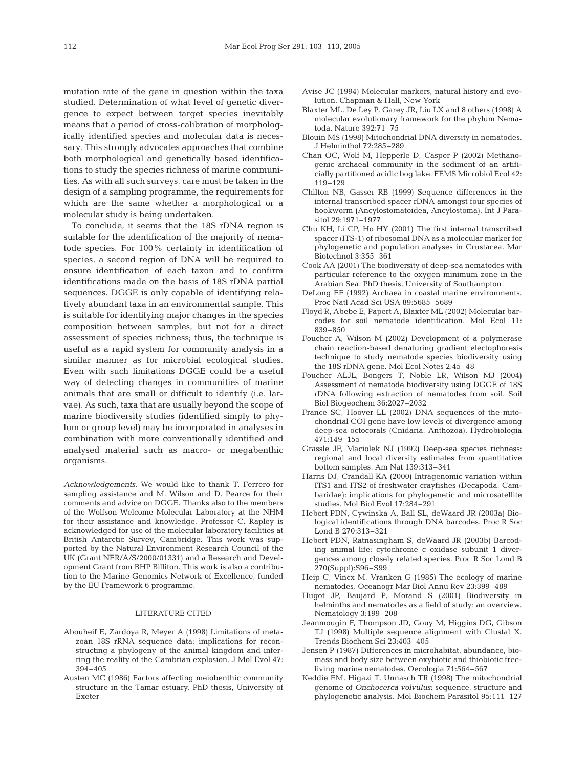mutation rate of the gene in question within the taxa studied. Determination of what level of genetic divergence to expect between target species inevitably means that a period of cross-calibration of morphologically identified species and molecular data is necessary. This strongly advocates approaches that combine both morphological and genetically based identifications to study the species richness of marine communities. As with all such surveys, care must be taken in the design of a sampling programme, the requirements for which are the same whether a morphological or a molecular study is being undertaken.

To conclude, it seems that the 18S rDNA region is suitable for the identification of the majority of nematode species. For 100% certainty in identification of species, a second region of DNA will be required to ensure identification of each taxon and to confirm identifications made on the basis of 18S rDNA partial sequences. DGGE is only capable of identifying relatively abundant taxa in an environmental sample. This is suitable for identifying major changes in the species composition between samples, but not for a direct assessment of species richness; thus, the technique is useful as a rapid system for community analysis in a similar manner as for microbial ecological studies. Even with such limitations DGGE could be a useful way of detecting changes in communities of marine animals that are small or difficult to identify (i.e. larvae). As such, taxa that are usually beyond the scope of marine biodiversity studies (identified simply to phylum or group level) may be incorporated in analyses in combination with more conventionally identified and analysed material such as macro- or megabenthic organisms.

*Acknowledgements.* We would like to thank T. Ferrero for sampling assistance and M. Wilson and D. Pearce for their comments and advice on DGGE. Thanks also to the members of the Wolfson Welcome Molecular Laboratory at the NHM for their assistance and knowledge. Professor C. Rapley is acknowledged for use of the molecular laboratory facilities at British Antarctic Survey, Cambridge. This work was supported by the Natural Environment Research Council of the UK (Grant NER/A/S/2000/01331) and a Research and Development Grant from BHP Billiton. This work is also a contribution to the Marine Genomics Network of Excellence, funded by the EU Framework 6 programme.

## LITERATURE CITED

Abouheif E, Zardoya R, Meyer A (1998) Limitations of metazoan 18S rRNA sequence data: implications for reconstructing a phylogeny of the animal kingdom and inferring the reality of the Cambrian explosion. J Mol Evol 47: 394–405

Austen MC (1986) Factors affecting meiobenthic community structure in the Tamar estuary. PhD thesis, University of Exeter

Avise JC (1994) Molecular markers, natural history and evolution. Chapman & Hall, New York

Blaxter ML, De Ley P, Garey JR, Liu LX and 8 others (1998) A molecular evolutionary framework for the phylum Nematoda. Nature 392:71–75

Blouin MS (1998) Mitochondrial DNA diversity in nematodes. J Helminthol 72:285–289

Chan OC, Wolf M, Hepperle D, Casper P (2002) Methanogenic archaeal community in the sediment of an artificially partitioned acidic bog lake. FEMS Microbiol Ecol 42: 119–129

Chilton NB, Gasser RB (1999) Sequence differences in the internal transcribed spacer rDNA amongst four species of hookworm (Ancylostomatoidea, Ancylostoma). Int J Parasitol 29:1971–1977

Chu KH, Li CP, Ho HY (2001) The first internal transcribed spacer (ITS-1) of ribosomal DNA as a molecular marker for phylogenetic and population analyses in Crustacea. Mar Biotechnol 3:355–361

Cook AA (2001) The biodiversity of deep-sea nematodes with particular reference to the oxygen minimum zone in the Arabian Sea. PhD thesis, University of Southampton

DeLong EF (1992) Archaea in coastal marine environments. Proc Natl Acad Sci USA 89:5685–5689

Floyd R, Abebe E, Papert A, Blaxter ML (2002) Molecular barcodes for soil nematode identification. Mol Ecol 11: 839–850

Foucher A, Wilson M (2002) Development of a polymerase chain reaction-based denaturing gradient electophoresis technique to study nematode species biodiversity using the 18S rDNA gene. Mol Ecol Notes 2:45–48

Foucher ALJL, Bongers T, Noble LR, Wilson MJ (2004) Assessment of nematode biodiversity using DGGE of 18S rDNA following extraction of nematodes from soil. Soil Biol Biogeochem 36:2027–2032

France SC, Hoover LL (2002) DNA sequences of the mitochondrial COI gene have low levels of divergence among deep-sea octocorals (Cnidaria: Anthozoa). Hydrobiologia 471:149–155

Grassle JF, Maciolek NJ (1992) Deep-sea species richness: regional and local diversity estimates from quantitative bottom samples. Am Nat 139:313–341

Harris DJ, Crandall KA (2000) Intragenomic variation within ITS1 and ITS2 of freshwater crayfishes (Decapoda: Cambaridae): implications for phylogenetic and microsatellite studies. Mol Biol Evol 17:284–291

Hebert PDN, Cywinska A, Ball SL, deWaard JR (2003a) Biological identifications through DNA barcodes. Proc R Soc Lond B 270:313–321

Hebert PDN, Ratnasingham S, deWaard JR (2003b) Barcoding animal life: cytochrome c oxidase subunit 1 divergences among closely related species. Proc R Soc Lond B 270(Suppl):S96–S99

Heip C, Vincx M, Vranken G (1985) The ecology of marine nematodes. Oceanogr Mar Biol Annu Rev 23:399–489

Hugot JP, Baujard P, Morand S (2001) Biodiversity in helminths and nematodes as a field of study: an overview. Nematology 3:199–208

Jeanmougin F, Thompson JD, Gouy M, Higgins DG, Gibson TJ (1998) Multiple sequence alignment with Clustal X. Trends Biochem Sci 23:403–405

Jensen P (1987) Differences in microhabitat, abundance, biomass and body size between oxybiotic and thiobiotic free-living marine nematodes. Oecologia 71:564–567

Keddie EM, Higazi T, Unnasch TR (1998) The mitochondrial genome of *Onchocerca volvulus*: sequence, structure and phylogenetic analysis. Mol Biochem Parasitol 95:111–127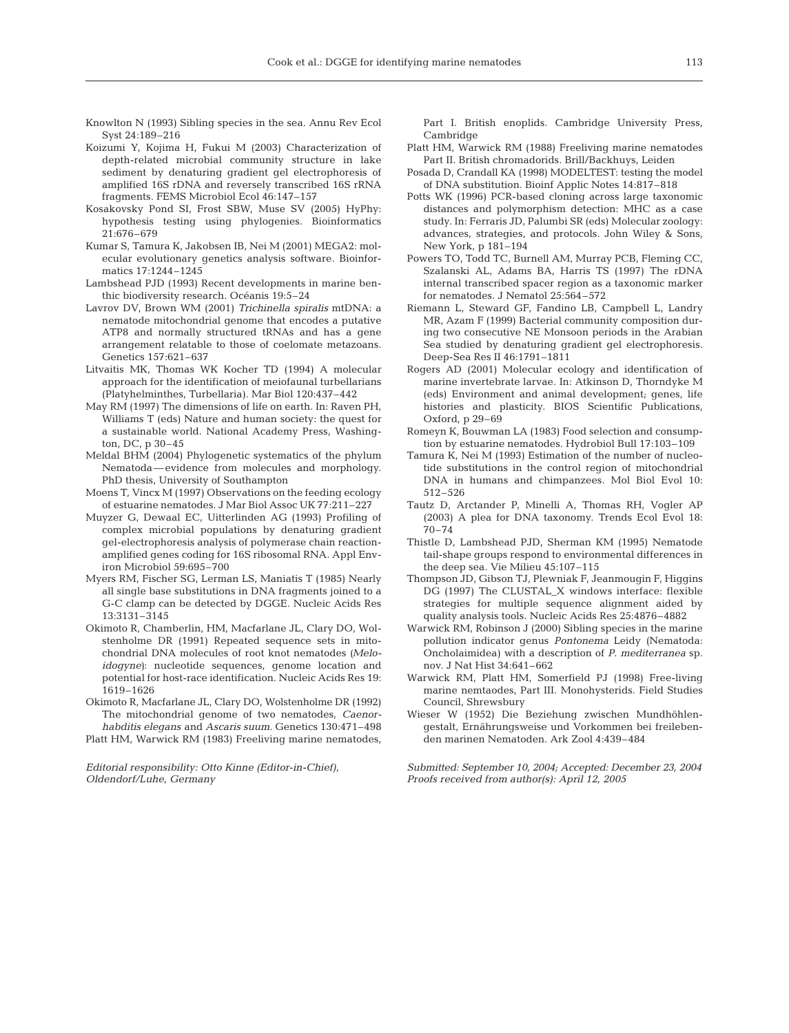Knowlton N (1993) Sibling species in the sea. Annu Rev Ecol Syst 24:189–216

Koizumi Y, Kojima H, Fukui M (2003) Characterization of depth-related microbial community structure in lake sediment by denaturing gradient gel electrophoresis of amplified 16S rDNA and reversely transcribed 16S rRNA fragments. FEMS Microbiol Ecol 46:147–157

Kosakovsky Pond SI, Frost SBW, Muse SV (2005) HyPhy: hypothesis testing using phylogenies. Bioinformatics 21:676–679

Kumar S, Tamura K, Jakobsen IB, Nei M (2001) MEGA2: molecular evolutionary genetics analysis software. Bioinformatics 17:1244–1245

Lambshead PJD (1993) Recent developments in marine benthic biodiversity research. Océanis 19:5–24

Lavrov DV, Brown WM (2001) *Trichinella spiralis* mtDNA: a nematode mitochondrial genome that encodes a putative ATP8 and normally structured tRNAs and has a gene arrangement relatable to those of coelomate metazoans. Genetics 157:621–637

Litvaitis MK, Thomas WK Kocher TD (1994) A molecular approach for the identification of meiofaunal turbellarians (Platyhelminthes, Turbellaria). Mar Biol 120:437–442

May RM (1997) The dimensions of life on earth. In: Raven PH, Williams T (eds) Nature and human society: the quest for a sustainable world. National Academy Press, Washington, DC, p 30–45

Meldal BHM (2004) Phylogenetic systematics of the phylum Nematoda — evidence from molecules and morphology. PhD thesis, University of Southampton

Moens T, Vincx M (1997) Observations on the feeding ecology of estuarine nematodes. J Mar Biol Assoc UK 77:211–227

Muyzer G, Dewaal EC, Uitterlinden AG (1993) Profiling of complex microbial populations by denaturing gradient gel-electrophoresis analysis of polymerase chain reaction-amplified genes coding for 16S ribosomal RNA. Appl Environ Microbiol 59:695–700

Myers RM, Fischer SG, Lerman LS, Maniatis T (1985) Nearly all single base substitutions in DNA fragments joined to a G-C clamp can be detected by DGGE. Nucleic Acids Res 13:3131–3145

Okimoto R, Chamberlin, HM, Macfarlane JL, Clary DO, Wolstenholme DR (1991) Repeated sequence sets in mitochondrial DNA molecules of root knot nematodes (*Meloidogyne*): nucleotide sequences, genome location and potential for host-race identification. Nucleic Acids Res 19: 1619–1626

Okimoto R, Macfarlane JL, Clary DO, Wolstenholme DR (1992) The mitochondrial genome of two nematodes, *Caenorhabditis elegans* and *Ascaris suum*. Genetics 130:471–498

Platt HM, Warwick RM (1983) Freeliving marine nematodes, Part I. British enoplids. Cambridge University Press, Cambridge

Platt HM, Warwick RM (1988) Freeliving marine nematodes Part II. British chromadorids. Brill/Backhuys, Leiden

Posada D, Crandall KA (1998) MODELTEST: testing the model of DNA substitution. Bioinf Applic Notes 14:817–818

Potts WK (1996) PCR-based cloning across large taxonomic distances and polymorphism detection: MHC as a case study. In: Ferraris JD, Palumbi SR (eds) Molecular zoology: advances, strategies, and protocols. John Wiley & Sons, New York, p 181–194

Powers TO, Todd TC, Burnell AM, Murray PCB, Fleming CC, Szalanski AL, Adams BA, Harris TS (1997) The rDNA internal transcribed spacer region as a taxonomic marker for nematodes. J Nematol 25:564–572

Riemann L, Steward GF, Fandino LB, Campbell L, Landry MR, Azam F (1999) Bacterial community composition during two consecutive NE Monsoon periods in the Arabian Sea studied by denaturing gradient gel electrophoresis. Deep-Sea Res II 46:1791–1811

Rogers AD (2001) Molecular ecology and identification of marine invertebrate larvae. In: Atkinson D, Thorndyke M (eds) Environment and animal development; genes, life histories and plasticity. BIOS Scientific Publications, Oxford, p 29–69

Romeyn K, Bouwman LA (1983) Food selection and consumption by estuarine nematodes. Hydrobiol Bull 17:103–109

Tamura K, Nei M (1993) Estimation of the number of nucleotide substitutions in the control region of mitochondrial DNA in humans and chimpanzees. Mol Biol Evol 10: 512–526

Tautz D, Arctander P, Minelli A, Thomas RH, Vogler AP (2003) A plea for DNA taxonomy. Trends Ecol Evol 18: 70–74

Thistle D, Lambshead PJD, Sherman KM (1995) Nematode tail-shape groups respond to environmental differences in the deep sea. Vie Milieu 45:107–115

Thompson JD, Gibson TJ, Plewniak F, Jeanmougin F, Higgins DG (1997) The CLUSTAL_X windows interface: flexible strategies for multiple sequence alignment aided by quality analysis tools. Nucleic Acids Res 25:4876–4882

Warwick RM, Robinson J (2000) Sibling species in the marine pollution indicator genus *Pontonema* Leidy (Nematoda: Oncholaimidea) with a description of *P. mediterranea* sp. nov. J Nat Hist 34:641–662

Warwick RM, Platt HM, Somerfield PJ (1998) Free-living marine nemtaodes, Part III. Monohysterids. Field Studies Council, Shrewsbury

Wieser W (1952) Die Beziehung zwischen Mundhöhlengestalt, Ernährungsweise und Vorkommen bei freilebenden marinen Nematoden. Ark Zool 4:439–484

*Editorial responsibility: Otto Kinne (Editor-in-Chief), Oldendorf/Luhe, Germany*

*Submitted: September 10, 2004; Accepted: December 23, 2004*
*Proofs received from author(s): April 12, 2005*